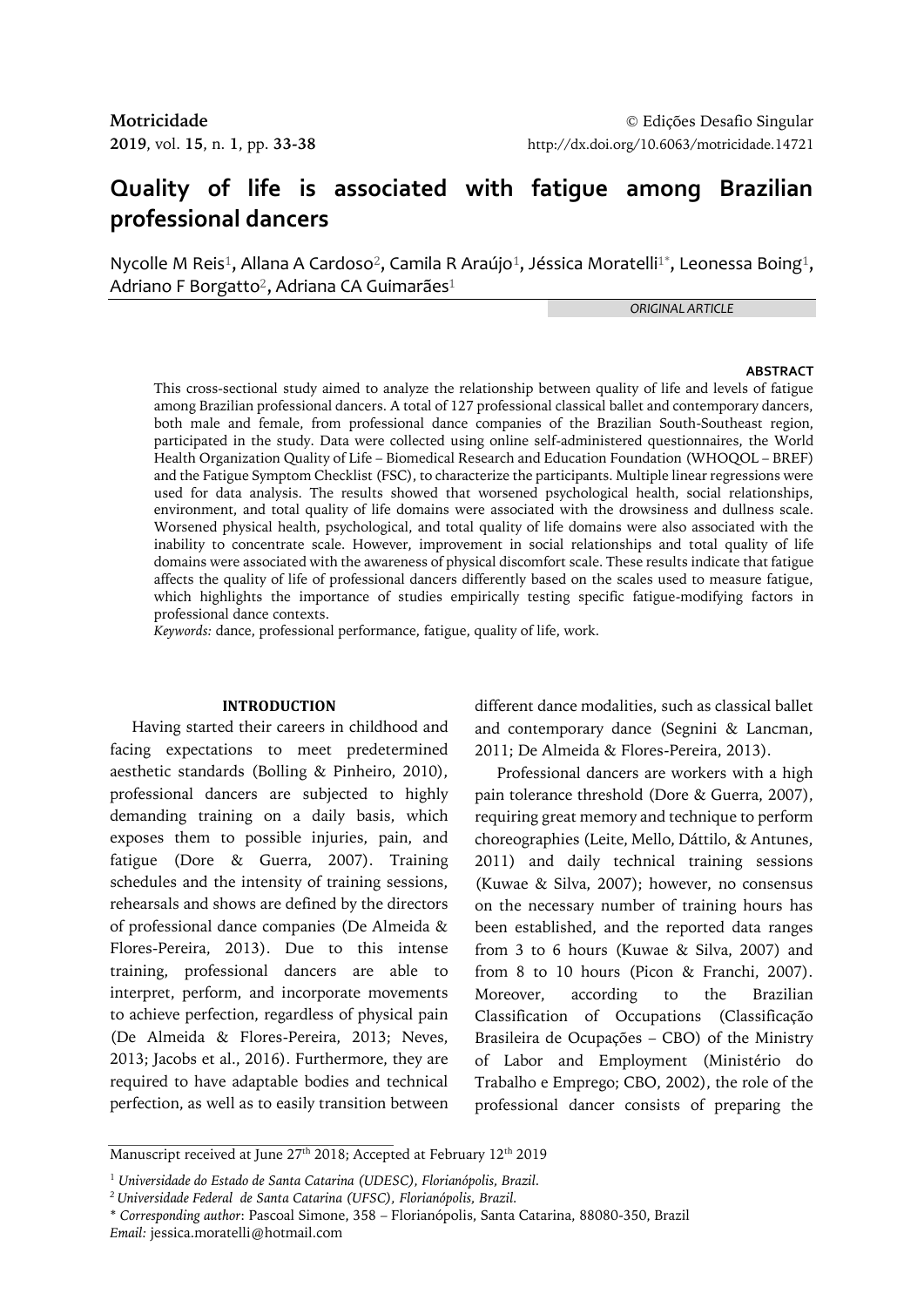# Quality of life is associated with fatigue among Brazilian professional dancers

Nycolle M Reis[1], Allana A Cardoso[2], Camila R Araújo[1], Jéssica Moratelli[1*], Leonessa Boing[1], Adriano F Borgatto[2], Adriana CA Guimarães[1]

*ORIGINAL ARTICLE*

## ABSTRACT

This cross-sectional study aimed to analyze the relationship between quality of life and levels of fatigue among Brazilian professional dancers. A total of 127 professional classical ballet and contemporary dancers, both male and female, from professional dance companies of the Brazilian South-Southeast region, participated in the study. Data were collected using online self-administered questionnaires, the World Health Organization Quality of Life – Biomedical Research and Education Foundation (WHOQOL – BREF) and the Fatigue Symptom Checklist (FSC), to characterize the participants. Multiple linear regressions were used for data analysis. The results showed that worsened psychological health, social relationships, environment, and total quality of life domains were associated with the drowsiness and dullness scale. Worsened physical health, psychological, and total quality of life domains were also associated with the inability to concentrate scale. However, improvement in social relationships and total quality of life domains were associated with the awareness of physical discomfort scale. These results indicate that fatigue affects the quality of life of professional dancers differently based on the scales used to measure fatigue, which highlights the importance of studies empirically testing specific fatigue-modifying factors in professional dance contexts.

*Keywords:* dance, professional performance, fatigue, quality of life, work.

## INTRODUCTION

Having started their careers in childhood and facing expectations to meet predetermined aesthetic standards (Bolling & Pinheiro, 2010), professional dancers are subjected to highly demanding training on a daily basis, which exposes them to possible injuries, pain, and fatigue (Dore & Guerra, 2007). Training schedules and the intensity of training sessions, rehearsals and shows are defined by the directors of professional dance companies (De Almeida & Flores-Pereira, 2013). Due to this intense training, professional dancers are able to interpret, perform, and incorporate movements to achieve perfection, regardless of physical pain (De Almeida & Flores-Pereira, 2013; Neves, 2013; Jacobs et al., 2016). Furthermore, they are required to have adaptable bodies and technical perfection, as well as to easily transition between different dance modalities, such as classical ballet and contemporary dance (Segnini & Lancman, 2011; De Almeida & Flores-Pereira, 2013).

Professional dancers are workers with a high pain tolerance threshold (Dore & Guerra, 2007), requiring great memory and technique to perform choreographies (Leite, Mello, Dáttilo, & Antunes, 2011) and daily technical training sessions (Kuwae & Silva, 2007); however, no consensus on the necessary number of training hours has been established, and the reported data ranges from 3 to 6 hours (Kuwae & Silva, 2007) and from 8 to 10 hours (Picon & Franchi, 2007). Moreover, according to the Brazilian Classification of Occupations (Classificação Brasileira de Ocupações – CBO) of the Ministry of Labor and Employment (Ministério do Trabalho e Emprego; CBO, 2002), the role of the professional dancer consists of preparing the

Manuscript received at June 27th 2018; Accepted at February 12th 2019

[1] *Universidade do Estado de Santa Catarina (UDESC), Florianópolis, Brazil.*

[2] *Universidade Federal de Santa Catarina (UFSC), Florianópolis, Brazil.*

\* *Corresponding author*: Pascoal Simone, 358 – Florianópolis, Santa Catarina, 88080-350, Brazil

*Email:* jessica.moratelli@hotmail.com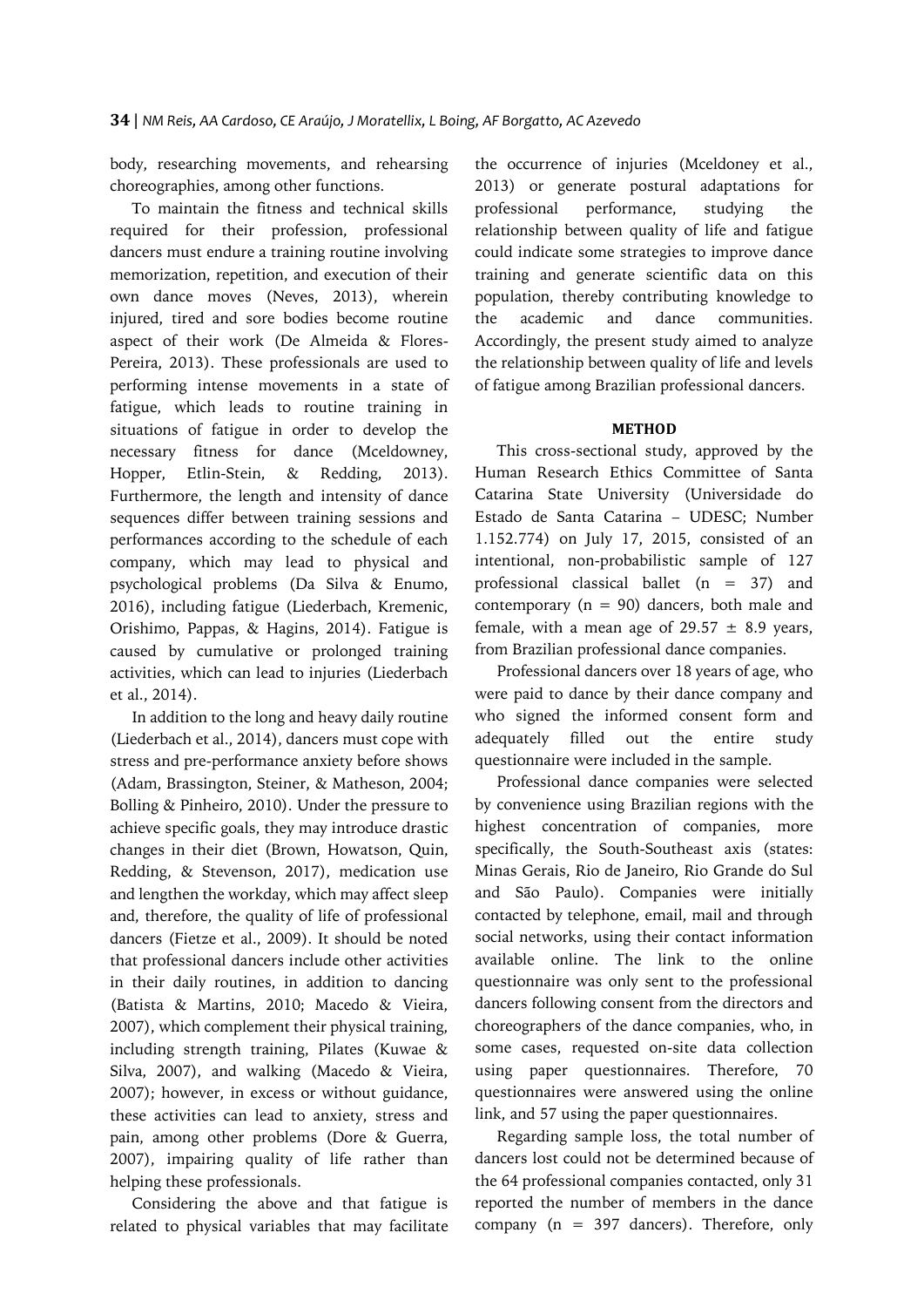body, researching movements, and rehearsing choreographies, among other functions.

To maintain the fitness and technical skills required for their profession, professional dancers must endure a training routine involving memorization, repetition, and execution of their own dance moves (Neves, 2013), wherein injured, tired and sore bodies become routine aspect of their work (De Almeida & Flores-Pereira, 2013). These professionals are used to performing intense movements in a state of fatigue, which leads to routine training in situations of fatigue in order to develop the necessary fitness for dance (Mceldowney, Hopper, Etlin-Stein, & Redding, 2013). Furthermore, the length and intensity of dance sequences differ between training sessions and performances according to the schedule of each company, which may lead to physical and psychological problems (Da Silva & Enumo, 2016), including fatigue (Liederbach, Kremenic, Orishimo, Pappas, & Hagins, 2014). Fatigue is caused by cumulative or prolonged training activities, which can lead to injuries (Liederbach et al., 2014).

In addition to the long and heavy daily routine (Liederbach et al., 2014), dancers must cope with stress and pre-performance anxiety before shows (Adam, Brassington, Steiner, & Matheson, 2004; Bolling & Pinheiro, 2010). Under the pressure to achieve specific goals, they may introduce drastic changes in their diet (Brown, Howatson, Quin, Redding, & Stevenson, 2017), medication use and lengthen the workday, which may affect sleep and, therefore, the quality of life of professional dancers (Fietze et al., 2009). It should be noted that professional dancers include other activities in their daily routines, in addition to dancing (Batista & Martins, 2010; Macedo & Vieira, 2007), which complement their physical training, including strength training, Pilates (Kuwae & Silva, 2007), and walking (Macedo & Vieira, 2007); however, in excess or without guidance, these activities can lead to anxiety, stress and pain, among other problems (Dore & Guerra, 2007), impairing quality of life rather than helping these professionals.

Considering the above and that fatigue is related to physical variables that may facilitate the occurrence of injuries (Mceldoney et al., 2013) or generate postural adaptations for professional performance, studying the relationship between quality of life and fatigue could indicate some strategies to improve dance training and generate scientific data on this population, thereby contributing knowledge to the academic and dance communities. Accordingly, the present study aimed to analyze the relationship between quality of life and levels of fatigue among Brazilian professional dancers.

## METHOD

This cross-sectional study, approved by the Human Research Ethics Committee of Santa Catarina State University (Universidade do Estado de Santa Catarina – UDESC; Number 1.152.774) on July 17, 2015, consisted of an intentional, non-probabilistic sample of 127 professional classical ballet (n = 37) and contemporary (n = 90) dancers, both male and female, with a mean age of 29.57 ± 8.9 years, from Brazilian professional dance companies.

Professional dancers over 18 years of age, who were paid to dance by their dance company and who signed the informed consent form and adequately filled out the entire study questionnaire were included in the sample.

Professional dance companies were selected by convenience using Brazilian regions with the highest concentration of companies, more specifically, the South-Southeast axis (states: Minas Gerais, Rio de Janeiro, Rio Grande do Sul and São Paulo). Companies were initially contacted by telephone, email, mail and through social networks, using their contact information available online. The link to the online questionnaire was only sent to the professional dancers following consent from the directors and choreographers of the dance companies, who, in some cases, requested on-site data collection using paper questionnaires. Therefore, 70 questionnaires were answered using the online link, and 57 using the paper questionnaires.

Regarding sample loss, the total number of dancers lost could not be determined because of the 64 professional companies contacted, only 31 reported the number of members in the dance company (n = 397 dancers). Therefore, only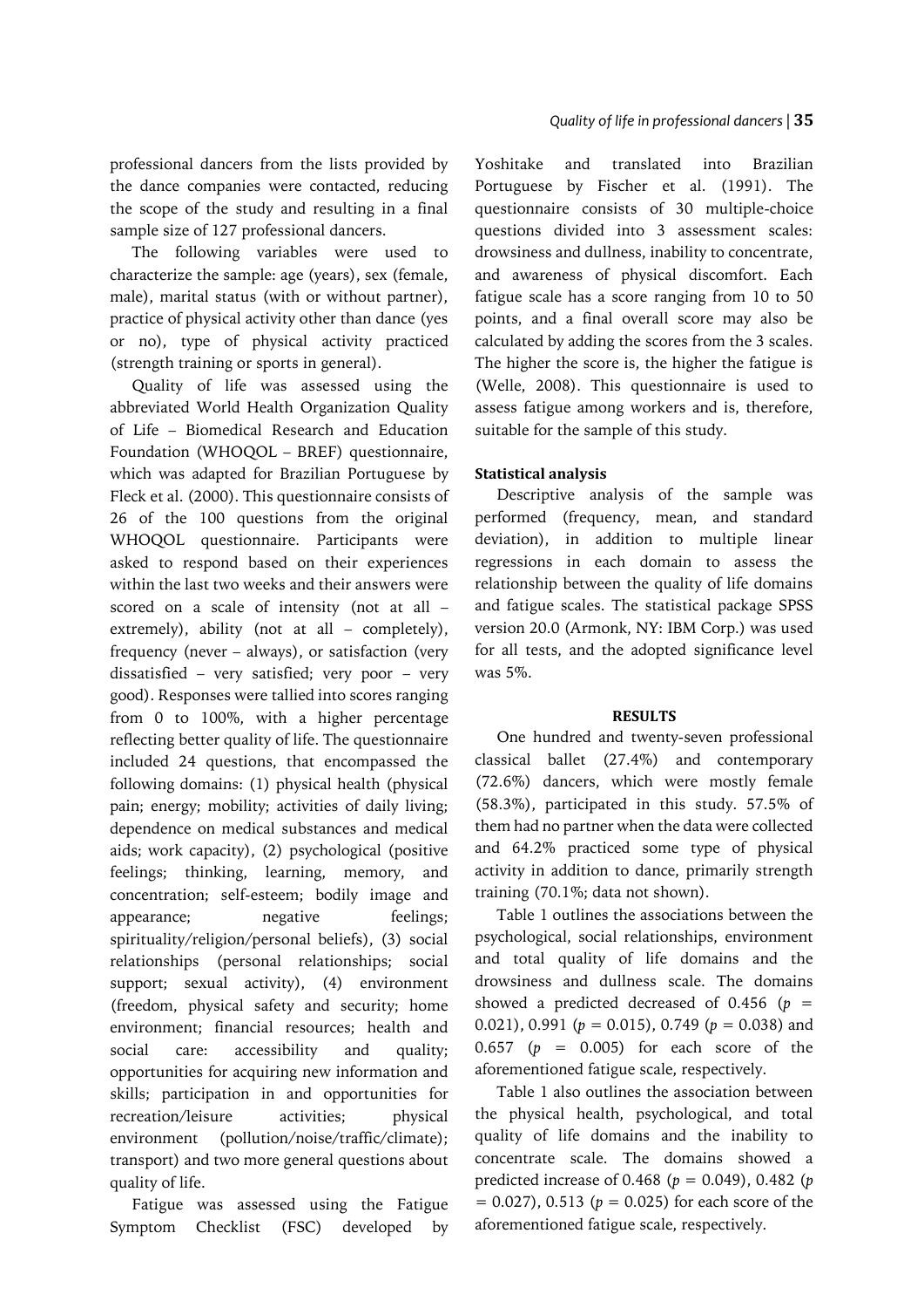professional dancers from the lists provided by the dance companies were contacted, reducing the scope of the study and resulting in a final sample size of 127 professional dancers.

The following variables were used to characterize the sample: age (years), sex (female, male), marital status (with or without partner), practice of physical activity other than dance (yes or no), type of physical activity practiced (strength training or sports in general).

Quality of life was assessed using the abbreviated World Health Organization Quality of Life – Biomedical Research and Education Foundation (WHOQOL – BREF) questionnaire, which was adapted for Brazilian Portuguese by Fleck et al. (2000). This questionnaire consists of 26 of the 100 questions from the original WHOQOL questionnaire. Participants were asked to respond based on their experiences within the last two weeks and their answers were scored on a scale of intensity (not at all – extremely), ability (not at all – completely), frequency (never – always), or satisfaction (very dissatisfied – very satisfied; very poor – very good). Responses were tallied into scores ranging from 0 to 100%, with a higher percentage reflecting better quality of life. The questionnaire included 24 questions, that encompassed the following domains: (1) physical health (physical pain; energy; mobility; activities of daily living; dependence on medical substances and medical aids; work capacity), (2) psychological (positive feelings; thinking, learning, memory, and concentration; self-esteem; bodily image and appearance; negative feelings; spirituality/religion/personal beliefs), (3) social relationships (personal relationships; social support; sexual activity), (4) environment (freedom, physical safety and security; home environment; financial resources; health and social care: accessibility and quality; opportunities for acquiring new information and skills; participation in and opportunities for recreation/leisure activities; physical environment (pollution/noise/traffic/climate); transport) and two more general questions about quality of life.

Fatigue was assessed using the Fatigue Symptom Checklist (FSC) developed by Yoshitake and translated into Brazilian Portuguese by Fischer et al. (1991). The questionnaire consists of 30 multiple-choice questions divided into 3 assessment scales: drowsiness and dullness, inability to concentrate, and awareness of physical discomfort. Each fatigue scale has a score ranging from 10 to 50 points, and a final overall score may also be calculated by adding the scores from the 3 scales. The higher the score is, the higher the fatigue is (Welle, 2008). This questionnaire is used to assess fatigue among workers and is, therefore, suitable for the sample of this study.

### Statistical analysis

Descriptive analysis of the sample was performed (frequency, mean, and standard deviation), in addition to multiple linear regressions in each domain to assess the relationship between the quality of life domains and fatigue scales. The statistical package SPSS version 20.0 (Armonk, NY: IBM Corp.) was used for all tests, and the adopted significance level was 5%.

## RESULTS

One hundred and twenty-seven professional classical ballet (27.4%) and contemporary (72.6%) dancers, which were mostly female (58.3%), participated in this study. 57.5% of them had no partner when the data were collected and 64.2% practiced some type of physical activity in addition to dance, primarily strength training (70.1%; data not shown).

Table 1 outlines the associations between the psychological, social relationships, environment and total quality of life domains and the drowsiness and dullness scale. The domains showed a predicted decreased of 0.456 ($p$ = 0.021), 0.991 ($p$ = 0.015), 0.749 ($p$ = 0.038) and 0.657 ($p$ = 0.005) for each score of the aforementioned fatigue scale, respectively.

Table 1 also outlines the association between the physical health, psychological, and total quality of life domains and the inability to concentrate scale. The domains showed a predicted increase of 0.468 ($p$ = 0.049), 0.482 ($p$ = 0.027), 0.513 ($p$ = 0.025) for each score of the aforementioned fatigue scale, respectively.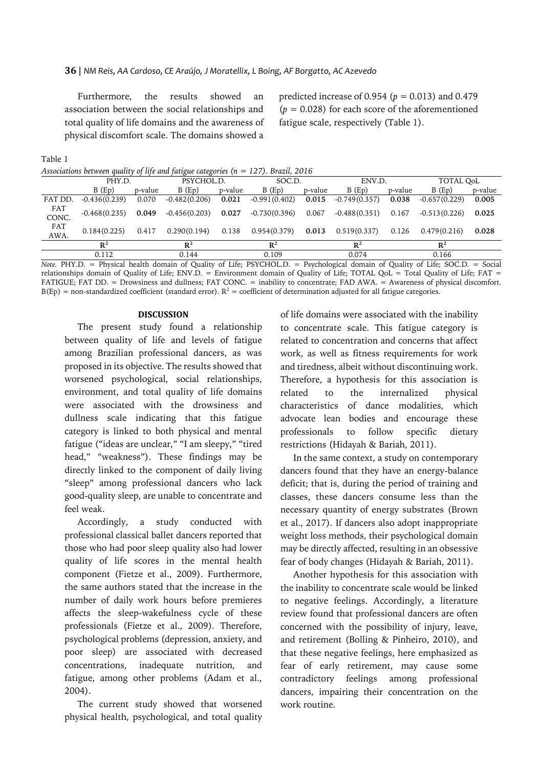Furthermore, the results showed an association between the social relationships and total quality of life domains and the awareness of physical discomfort scale. The domains showed a predicted increase of 0.954 ($p = 0.013$) and 0.479 ($p = 0.028$) for each score of the aforementioned fatigue scale, respectively (Table 1).

Table 1

*Associations between quality of life and fatigue categories (n = 127). Brazil, 2016*

| | PHY.D. | | PSYCHOL.D. | | SOC.D. | | ENV.D. | | TOTAL QoL | |
|---|---|---|---|---|---|---|---|---|---|---|
| | B (Ep) | p-value | B (Ep) | p-value | B (Ep) | p-value | B (Ep) | p-value | B (Ep) | p-value |
| FAT DD. | -0.436(0.239) | 0.070 | -0.482(0.206) | **0.021** | -0.991(0.402) | **0.015** | -0.749(0.357) | **0.038** | -0.657(0.229) | **0.005** |
| FAT CONC. | -0.468(0.235) | **0.049** | -0.456(0.203) | **0.027** | -0.730(0.396) | 0.067 | -0.488(0.351) | 0.167 | -0.513(0.226) | **0.025** |
| FAT AWA. | 0.184(0.225) | 0.417 | 0.290(0.194) | 0.138 | 0.954(0.379) | **0.013** | 0.519(0.337) | 0.126 | 0.479(0.216) | **0.028** |
| | $R^2$ | | $R^2$ | | $R^2$ | | $R^2$ | | $R^2$ | |
| | 0.112 | | 0.144 | | 0.109 | | 0.074 | | 0.166 | |

*Note.* PHY.D. = Physical health domain of Quality of Life; PSYCHOL.D. = Psychological domain of Quality of Life; SOC.D. = Social relationships domain of Quality of Life; ENV.D. = Environment domain of Quality of Life; TOTAL QoL = Total Quality of Life; FAT = FATIGUE; FAT DD. = Drowsiness and dullness; FAT CONC. = inability to concentrate; FAD AWA. = Awareness of physical discomfort. B(Ep) = non-standardized coefficient (standard error). $R^2$ = coefficient of determination adjusted for all fatigue categories.

## DISCUSSION

The present study found a relationship between quality of life and levels of fatigue among Brazilian professional dancers, as was proposed in its objective. The results showed that worsened psychological, social relationships, environment, and total quality of life domains were associated with the drowsiness and dullness scale indicating that this fatigue category is linked to both physical and mental fatigue ("ideas are unclear," "I am sleepy," "tired head," "weakness"). These findings may be directly linked to the component of daily living "sleep" among professional dancers who lack good-quality sleep, are unable to concentrate and feel weak.

Accordingly, a study conducted with professional classical ballet dancers reported that those who had poor sleep quality also had lower quality of life scores in the mental health component (Fietze et al., 2009). Furthermore, the same authors stated that the increase in the number of daily work hours before premieres affects the sleep-wakefulness cycle of these professionals (Fietze et al., 2009). Therefore, psychological problems (depression, anxiety, and poor sleep) are associated with decreased concentrations, inadequate nutrition, and fatigue, among other problems (Adam et al., 2004).

The current study showed that worsened physical health, psychological, and total quality of life domains were associated with the inability to concentrate scale. This fatigue category is related to concentration and concerns that affect work, as well as fitness requirements for work and tiredness, albeit without discontinuing work. Therefore, a hypothesis for this association is related to the internalized physical characteristics of dance modalities, which advocate lean bodies and encourage these professionals to follow specific dietary restrictions (Hidayah & Bariah, 2011).

In the same context, a study on contemporary dancers found that they have an energy-balance deficit; that is, during the period of training and classes, these dancers consume less than the necessary quantity of energy substrates (Brown et al., 2017). If dancers also adopt inappropriate weight loss methods, their psychological domain may be directly affected, resulting in an obsessive fear of body changes (Hidayah & Bariah, 2011).

Another hypothesis for this association with the inability to concentrate scale would be linked to negative feelings. Accordingly, a literature review found that professional dancers are often concerned with the possibility of injury, leave, and retirement (Bolling & Pinheiro, 2010), and that these negative feelings, here emphasized as fear of early retirement, may cause some contradictory feelings among professional dancers, impairing their concentration on the work routine.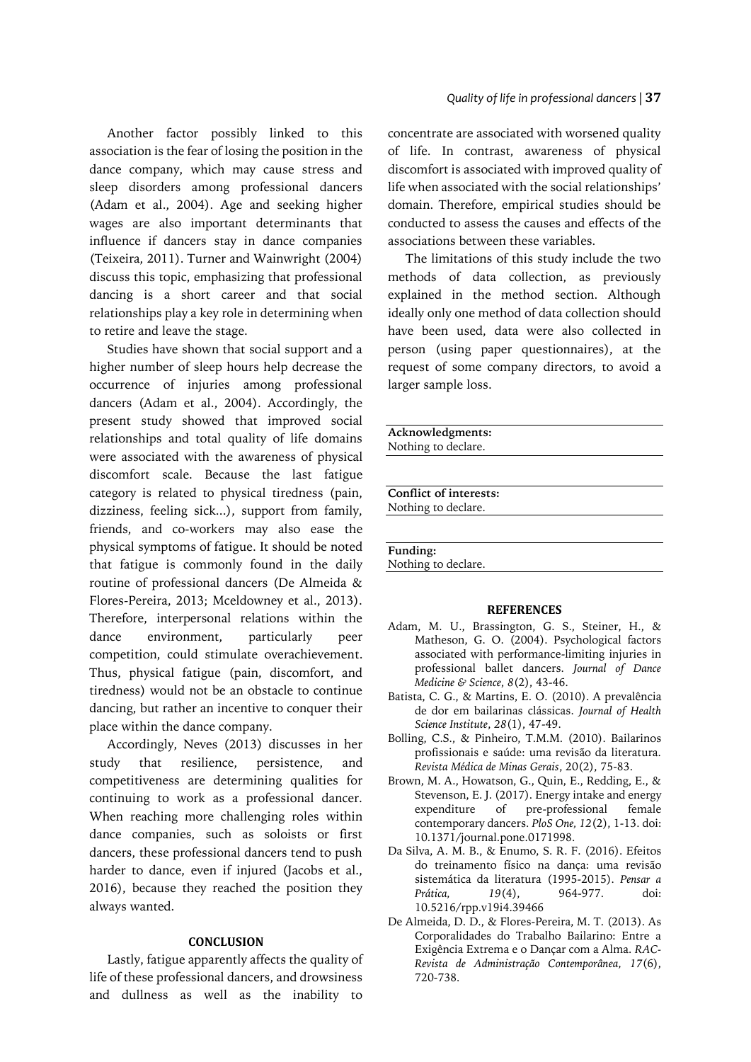Another factor possibly linked to this association is the fear of losing the position in the dance company, which may cause stress and sleep disorders among professional dancers (Adam et al., 2004). Age and seeking higher wages are also important determinants that influence if dancers stay in dance companies (Teixeira, 2011). Turner and Wainwright (2004) discuss this topic, emphasizing that professional dancing is a short career and that social relationships play a key role in determining when to retire and leave the stage.

Studies have shown that social support and a higher number of sleep hours help decrease the occurrence of injuries among professional dancers (Adam et al., 2004). Accordingly, the present study showed that improved social relationships and total quality of life domains were associated with the awareness of physical discomfort scale. Because the last fatigue category is related to physical tiredness (pain, dizziness, feeling sick...), support from family, friends, and co-workers may also ease the physical symptoms of fatigue. It should be noted that fatigue is commonly found in the daily routine of professional dancers (De Almeida & Flores-Pereira, 2013; Mceldowney et al., 2013). Therefore, interpersonal relations within the dance environment, particularly peer competition, could stimulate overachievement. Thus, physical fatigue (pain, discomfort, and tiredness) would not be an obstacle to continue dancing, but rather an incentive to conquer their place within the dance company.

Accordingly, Neves (2013) discusses in her study that resilience, persistence, and competitiveness are determining qualities for continuing to work as a professional dancer. When reaching more challenging roles within dance companies, such as soloists or first dancers, these professional dancers tend to push harder to dance, even if injured (Jacobs et al., 2016), because they reached the position they always wanted.

## CONCLUSION

Lastly, fatigue apparently affects the quality of life of these professional dancers, and drowsiness and dullness as well as the inability to concentrate are associated with worsened quality of life. In contrast, awareness of physical discomfort is associated with improved quality of life when associated with the social relationships' domain. Therefore, empirical studies should be conducted to assess the causes and effects of the associations between these variables.

The limitations of this study include the two methods of data collection, as previously explained in the method section. Although ideally only one method of data collection should have been used, data were also collected in person (using paper questionnaires), at the request of some company directors, to avoid a larger sample loss.

**Acknowledgments:**
Nothing to declare.

**Conflict of interests:**
Nothing to declare.

**Funding:**
Nothing to declare.

## REFERENCES

Adam, M. U., Brassington, G. S., Steiner, H., & Matheson, G. O. (2004). Psychological factors associated with performance-limiting injuries in professional ballet dancers. *Journal of Dance Medicine & Science*, *8*(2), 43-46.

Batista, C. G., & Martins, E. O. (2010). A prevalência de dor em bailarinas clássicas. *Journal of Health Science Institute*, *28*(1), 47-49.

Bolling, C.S., & Pinheiro, T.M.M. (2010). Bailarinos profissionais e saúde: uma revisão da literatura. *Revista Médica de Minas Gerais*, 20(2), 75-83.

Brown, M. A., Howatson, G., Quin, E., Redding, E., & Stevenson, E. J. (2017). Energy intake and energy expenditure of pre-professional female contemporary dancers. *PloS One, 12*(2), 1-13. doi: 10.1371/journal.pone.0171998.

Da Silva, A. M. B., & Enumo, S. R. F. (2016). Efeitos do treinamento físico na dança: uma revisão sistemática da literatura (1995-2015). *Pensar a Prática, 19*(4), 964-977. doi: 10.5216/rpp.v19i4.39466

De Almeida, D. D., & Flores-Pereira, M. T. (2013). As Corporalidades do Trabalho Bailarino: Entre a Exigência Extrema e o Dançar com a Alma. *RAC-Revista de Administração Contemporânea, 17*(6), 720-738.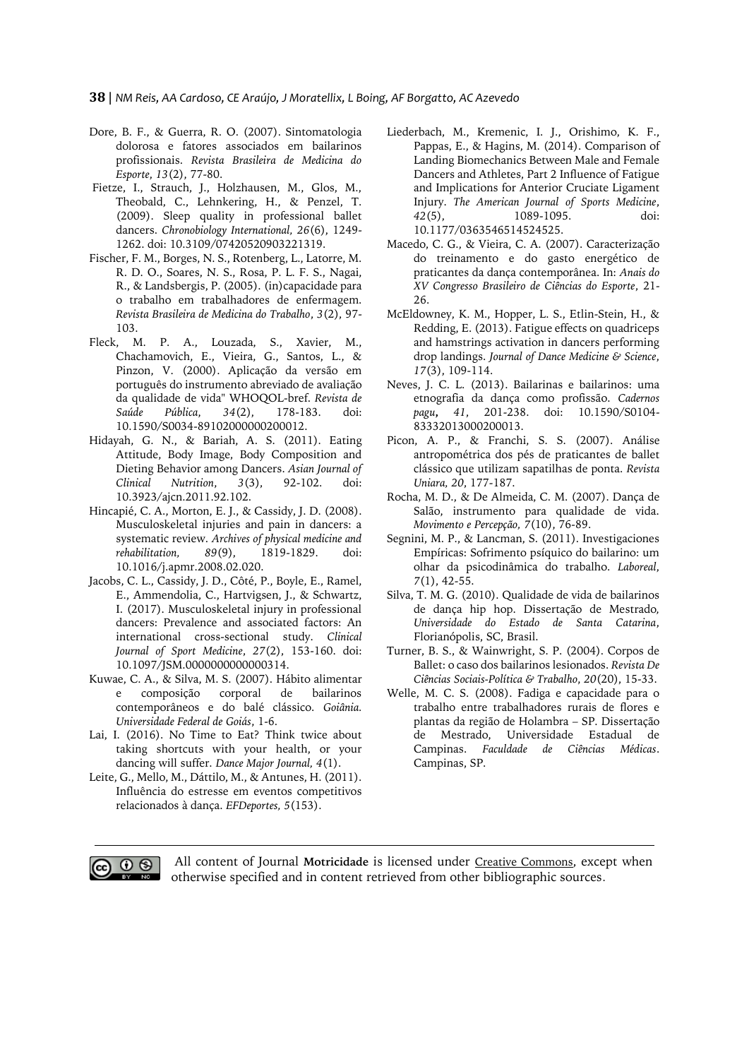Dore, B. F., & Guerra, R. O. (2007). Sintomatologia dolorosa e fatores associados em bailarinos profissionais. *Revista Brasileira de Medicina do Esporte*, *13*(2), 77-80.

Fietze, I., Strauch, J., Holzhausen, M., Glos, M., Theobald, C., Lehnkering, H., & Penzel, T. (2009). Sleep quality in professional ballet dancers. *Chronobiology International, 26*(6), 1249-1262. doi: 10.3109/07420520903221319.

Fischer, F. M., Borges, N. S., Rotenberg, L., Latorre, M. R. D. O., Soares, N. S., Rosa, P. L. F. S., Nagai, R., & Landsbergis, P. (2005). (in)capacidade para o trabalho em trabalhadores de enfermagem. *Revista Brasileira de Medicina do Trabalho*, *3*(2), 97-103.

Fleck, M. P. A., Louzada, S., Xavier, M., Chachamovich, E., Vieira, G., Santos, L., & Pinzon, V. (2000). Aplicação da versão em português do instrumento abreviado de avaliação da qualidade de vida" WHOQOL-bref. *Revista de Saúde Pública*, *34*(2), 178-183. doi: 10.1590/S0034-89102000000200012.

Hidayah, G. N., & Bariah, A. S. (2011). Eating Attitude, Body Image, Body Composition and Dieting Behavior among Dancers. *Asian Journal of Clinical Nutrition*, *3*(3), 92-102. doi: 10.3923/ajcn.2011.92.102.

Hincapié, C. A., Morton, E. J., & Cassidy, J. D. (2008). Musculoskeletal injuries and pain in dancers: a systematic review. *Archives of physical medicine and rehabilitation, 89*(9), 1819-1829. doi: 10.1016/j.apmr.2008.02.020.

Jacobs, C. L., Cassidy, J. D., Côté, P., Boyle, E., Ramel, E., Ammendolia, C., Hartvigsen, J., & Schwartz, I. (2017). Musculoskeletal injury in professional dancers: Prevalence and associated factors: An international cross-sectional study. *Clinical Journal of Sport Medicine*, *27*(2), 153-160. doi: 10.1097/JSM.0000000000000314.

Kuwae, C. A., & Silva, M. S. (2007). Hábito alimentar e composição corporal de bailarinos contemporâneos e do balé clássico. *Goiânia. Universidade Federal de Goiás*, 1-6.

Lai, I. (2016). No Time to Eat? Think twice about taking shortcuts with your health, or your dancing will suffer. *Dance Major Journal, 4*(1).

Leite, G., Mello, M., Dáttilo, M., & Antunes, H. (2011). Influência do estresse em eventos competitivos relacionados à dança. *EFDeportes, 5*(153).

Liederbach, M., Kremenic, I. J., Orishimo, K. F., Pappas, E., & Hagins, M. (2014). Comparison of Landing Biomechanics Between Male and Female Dancers and Athletes, Part 2 Influence of Fatigue and Implications for Anterior Cruciate Ligament Injury. *The American Journal of Sports Medicine*, *42*(5), 1089-1095. doi: 10.1177/0363546514524525.

Macedo, C. G., & Vieira, C. A. (2007). Caracterização do treinamento e do gasto energético de praticantes da dança contemporânea. In: *Anais do XV Congresso Brasileiro de Ciências do Esporte*, 21-26.

McEldowney, K. M., Hopper, L. S., Etlin-Stein, H., & Redding, E. (2013). Fatigue effects on quadriceps and hamstrings activation in dancers performing drop landings. *Journal of Dance Medicine & Science*, *17*(3), 109-114.

Neves, J. C. L. (2013). Bailarinas e bailarinos: uma etnografia da dança como profissão. *Cadernos pagu***,** *41*, 201-238. doi: 10.1590/S0104-83332013000200013.

Picon, A. P., & Franchi, S. S. (2007). Análise antropométrica dos pés de praticantes de ballet clássico que utilizam sapatilhas de ponta. *Revista Uniara, 20*, 177-187.

Rocha, M. D., & De Almeida, C. M. (2007). Dança de Salão, instrumento para qualidade de vida. *Movimento e Percepção, 7*(10), 76-89.

Segnini, M. P., & Lancman, S. (2011). Investigaciones Empíricas: Sofrimento psíquico do bailarino: um olhar da psicodinâmica do trabalho. *Laboreal, 7*(1), 42-55.

Silva, T. M. G. (2010). Qualidade de vida de bailarinos de dança hip hop. Dissertação de Mestrado*, Universidade do Estado de Santa Catarina*, Florianópolis, SC, Brasil.

Turner, B. S., & Wainwright, S. P. (2004). Corpos de Ballet: o caso dos bailarinos lesionados. *Revista De Ciências Sociais-Política & Trabalho*, *20*(20), 15-33.

Welle, M. C. S. (2008). Fadiga e capacidade para o trabalho entre trabalhadores rurais de flores e plantas da região de Holambra – SP. Dissertação de Mestrado, Universidade Estadual de Campinas. *Faculdade de Ciências Médicas*. Campinas, SP.

All content of Journal **Motricidade** is licensed under Creative Commons, except when otherwise specified and in content retrieved from other bibliographic sources.